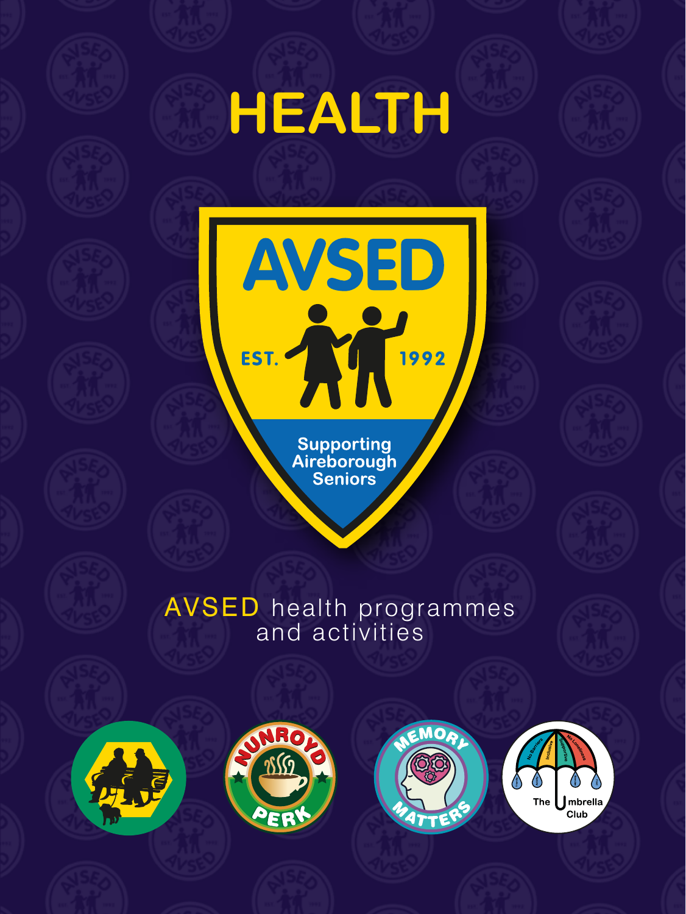# HEALTH

AVSED

EST. 1992

Supporting Aireborough Seniors

AVSED health programmes and activities

NUNROYD PERK

MEMORY MATTERS

The Umbrella Club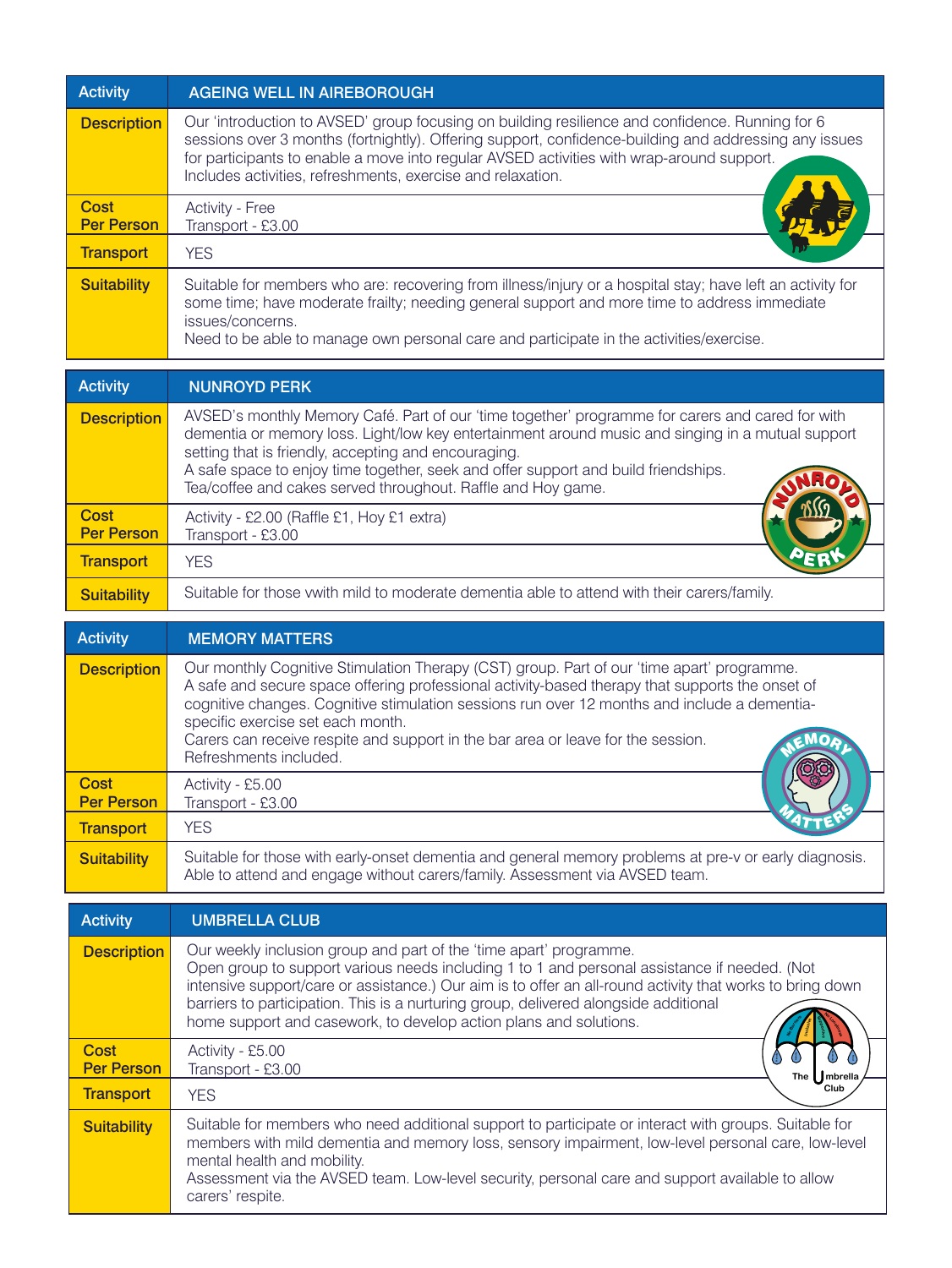| Activity | AGEING WELL IN AIREBOROUGH |
| --- | --- |
| Description | Our 'introduction to AVSED' group focusing on building resilience and confidence. Running for 6 sessions over 3 months (fortnightly). Offering support, confidence-building and addressing any issues for participants to enable a move into regular AVSED activities with wrap-around support. Includes activities, refreshments, exercise and relaxation. |
| Cost Per Person | Activity - Free<br>Transport - £3.00 |
| Transport | YES |
| Suitability | Suitable for members who are: recovering from illness/injury or a hospital stay; have left an activity for some time; have moderate frailty; needing general support and more time to address immediate issues/concerns.<br>Need to be able to manage own personal care and participate in the activities/exercise. |

| Activity | NUNROYD PERK |
| --- | --- |
| Description | AVSED's monthly Memory Café. Part of our 'time together' programme for carers and cared for with dementia or memory loss. Light/low key entertainment around music and singing in a mutual support setting that is friendly, accepting and encouraging.<br>A safe space to enjoy time together, seek and offer support and build friendships.<br>Tea/coffee and cakes served throughout. Raffle and Hoy game. |
| Cost Per Person | Activity - £2.00 (Raffle £1, Hoy £1 extra)<br>Transport - £3.00 |
| Transport | YES |
| Suitability | Suitable for those vwith mild to moderate dementia able to attend with their carers/family. |

| Activity | MEMORY MATTERS |
| --- | --- |
| Description | Our monthly Cognitive Stimulation Therapy (CST) group. Part of our 'time apart' programme.<br>A safe and secure space offering professional activity-based therapy that supports the onset of cognitive changes. Cognitive stimulation sessions run over 12 months and include a dementia-specific exercise set each month.<br>Carers can receive respite and support in the bar area or leave for the session.<br>Refreshments included. |
| Cost Per Person | Activity - £5.00<br>Transport - £3.00 |
| Transport | YES |
| Suitability | Suitable for those with early-onset dementia and general memory problems at pre-v or early diagnosis. Able to attend and engage without carers/family. Assessment via AVSED team. |

| Activity | UMBRELLA CLUB |
| --- | --- |
| Description | Our weekly inclusion group and part of the 'time apart' programme.<br>Open group to support various needs including 1 to 1 and personal assistance if needed. (Not intensive support/care or assistance.) Our aim is to offer an all-round activity that works to bring down barriers to participation. This is a nurturing group, delivered alongside additional home support and casework, to develop action plans and solutions. |
| Cost Per Person | Activity - £5.00<br>Transport - £3.00 |
| Transport | YES |
| Suitability | Suitable for members who need additional support to participate or interact with groups. Suitable for members with mild dementia and memory loss, sensory impairment, low-level personal care, low-level mental health and mobility.<br>Assessment via the AVSED team. Low-level security, personal care and support available to allow carers' respite. |